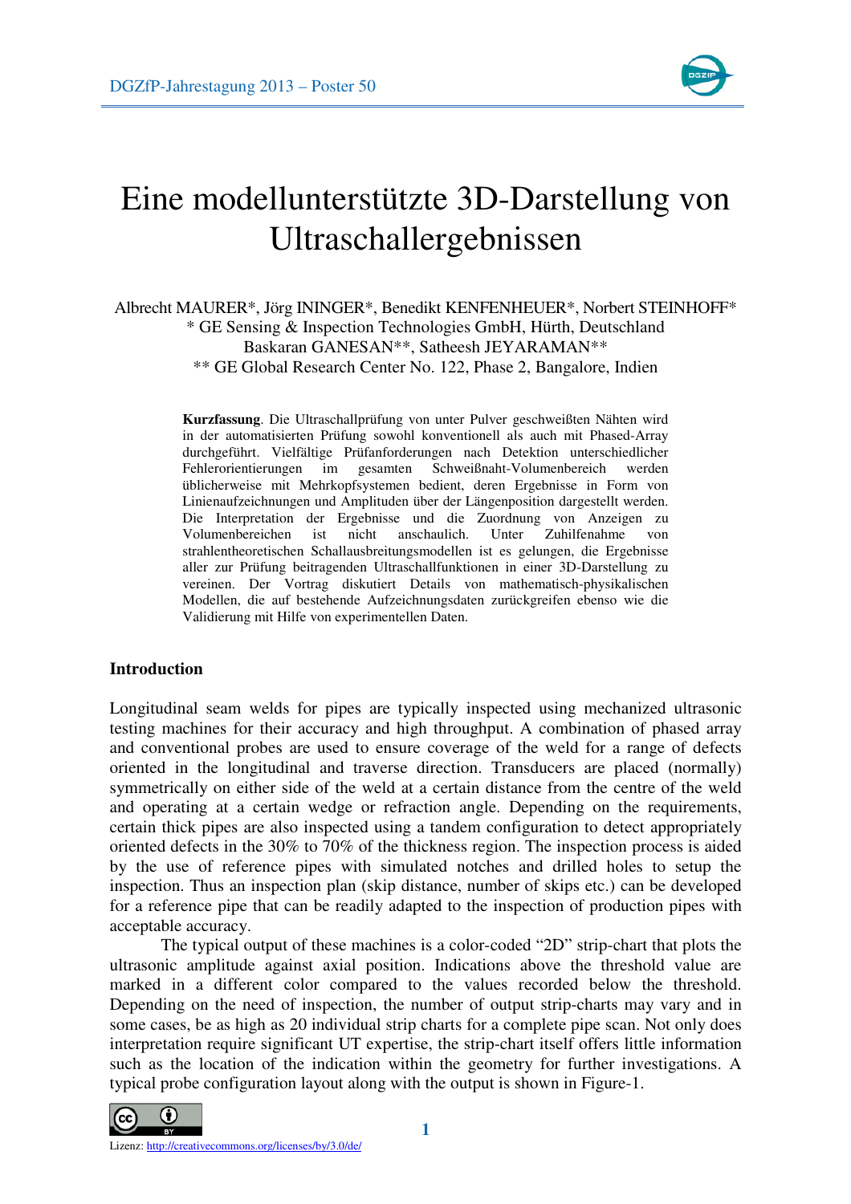# Eine modellunterstützte 3D-Darstellung von Ultraschallergebnissen

Albrecht MAURER*, Jörg ININGER*, Benedikt KENFENHEUER*, Norbert STEINHOFF*
* GE Sensing & Inspection Technologies GmbH, Hürth, Deutschland
Baskaran GANESAN**, Satheesh JEYARAMAN**
** GE Global Research Center No. 122, Phase 2, Bangalore, Indien

**Kurzfassung**. Die Ultraschallprüfung von unter Pulver geschweißten Nähten wird in der automatisierten Prüfung sowohl konventionell als auch mit Phased-Array durchgeführt. Vielfältige Prüfanforderungen nach Detektion unterschiedlicher Fehlerorientierungen im gesamten Schweißnaht-Volumenbereich werden üblicherweise mit Mehrkopfsystemen bedient, deren Ergebnisse in Form von Linienaufzeichnungen und Amplituden über der Längenposition dargestellt werden. Die Interpretation der Ergebnisse und die Zuordnung von Anzeigen zu Volumenbereichen ist nicht anschaulich. Unter Zuhilfenahme von strahlentheoretischen Schallausbreitungsmodellen ist es gelungen, die Ergebnisse aller zur Prüfung beitragenden Ultraschallfunktionen in einer 3D-Darstellung zu vereinen. Der Vortrag diskutiert Details von mathematisch-physikalischen Modellen, die auf bestehende Aufzeichnungsdaten zurückgreifen ebenso wie die Validierung mit Hilfe von experimentellen Daten.

## Introduction

Longitudinal seam welds for pipes are typically inspected using mechanized ultrasonic testing machines for their accuracy and high throughput. A combination of phased array and conventional probes are used to ensure coverage of the weld for a range of defects oriented in the longitudinal and traverse direction. Transducers are placed (normally) symmetrically on either side of the weld at a certain distance from the centre of the weld and operating at a certain wedge or refraction angle. Depending on the requirements, certain thick pipes are also inspected using a tandem configuration to detect appropriately oriented defects in the 30% to 70% of the thickness region. The inspection process is aided by the use of reference pipes with simulated notches and drilled holes to setup the inspection. Thus an inspection plan (skip distance, number of skips etc.) can be developed for a reference pipe that can be readily adapted to the inspection of production pipes with acceptable accuracy.

The typical output of these machines is a color-coded "2D" strip-chart that plots the ultrasonic amplitude against axial position. Indications above the threshold value are marked in a different color compared to the values recorded below the threshold. Depending on the need of inspection, the number of output strip-charts may vary and in some cases, be as high as 20 individual strip charts for a complete pipe scan. Not only does interpretation require significant UT expertise, the strip-chart itself offers little information such as the location of the indication within the geometry for further investigations. A typical probe configuration layout along with the output is shown in Figure-1.

Lizenz: http://creativecommons.org/licenses/by/3.0/de/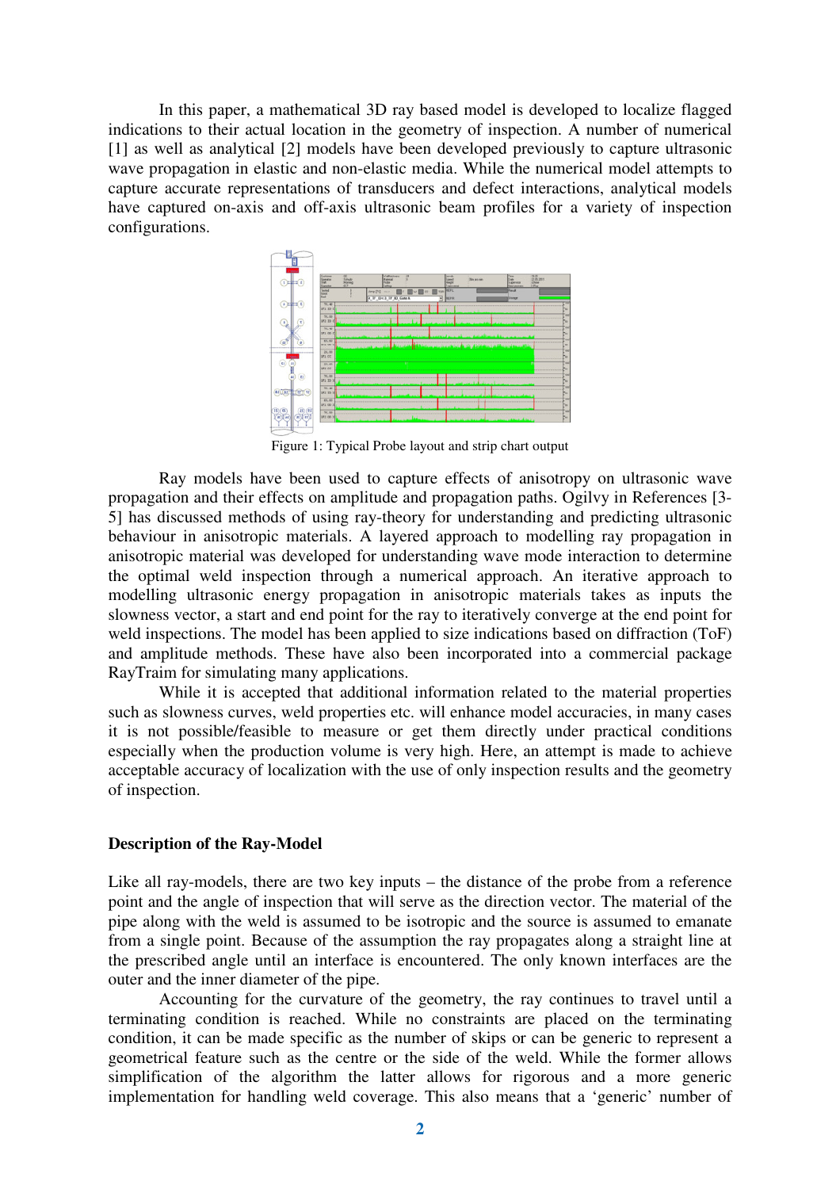In this paper, a mathematical 3D ray based model is developed to localize flagged indications to their actual location in the geometry of inspection. A number of numerical [1] as well as analytical [2] models have been developed previously to capture ultrasonic wave propagation in elastic and non-elastic media. While the numerical model attempts to capture accurate representations of transducers and defect interactions, analytical models have captured on-axis and off-axis ultrasonic beam profiles for a variety of inspection configurations.

Figure 1: Typical Probe layout and strip chart output

Ray models have been used to capture effects of anisotropy on ultrasonic wave propagation and their effects on amplitude and propagation paths. Ogilvy in References [3-5] has discussed methods of using ray-theory for understanding and predicting ultrasonic behaviour in anisotropic materials. A layered approach to modelling ray propagation in anisotropic material was developed for understanding wave mode interaction to determine the optimal weld inspection through a numerical approach. An iterative approach to modelling ultrasonic energy propagation in anisotropic materials takes as inputs the slowness vector, a start and end point for the ray to iteratively converge at the end point for weld inspections. The model has been applied to size indications based on diffraction (ToF) and amplitude methods. These have also been incorporated into a commercial package RayTraim for simulating many applications.

While it is accepted that additional information related to the material properties such as slowness curves, weld properties etc. will enhance model accuracies, in many cases it is not possible/feasible to measure or get them directly under practical conditions especially when the production volume is very high. Here, an attempt is made to achieve acceptable accuracy of localization with the use of only inspection results and the geometry of inspection.

## Description of the Ray-Model

Like all ray-models, there are two key inputs – the distance of the probe from a reference point and the angle of inspection that will serve as the direction vector. The material of the pipe along with the weld is assumed to be isotropic and the source is assumed to emanate from a single point. Because of the assumption the ray propagates along a straight line at the prescribed angle until an interface is encountered. The only known interfaces are the outer and the inner diameter of the pipe.

Accounting for the curvature of the geometry, the ray continues to travel until a terminating condition is reached. While no constraints are placed on the terminating condition, it can be made specific as the number of skips or can be generic to represent a geometrical feature such as the centre or the side of the weld. While the former allows simplification of the algorithm the latter allows for rigorous and a more generic implementation for handling weld coverage. This also means that a 'generic' number of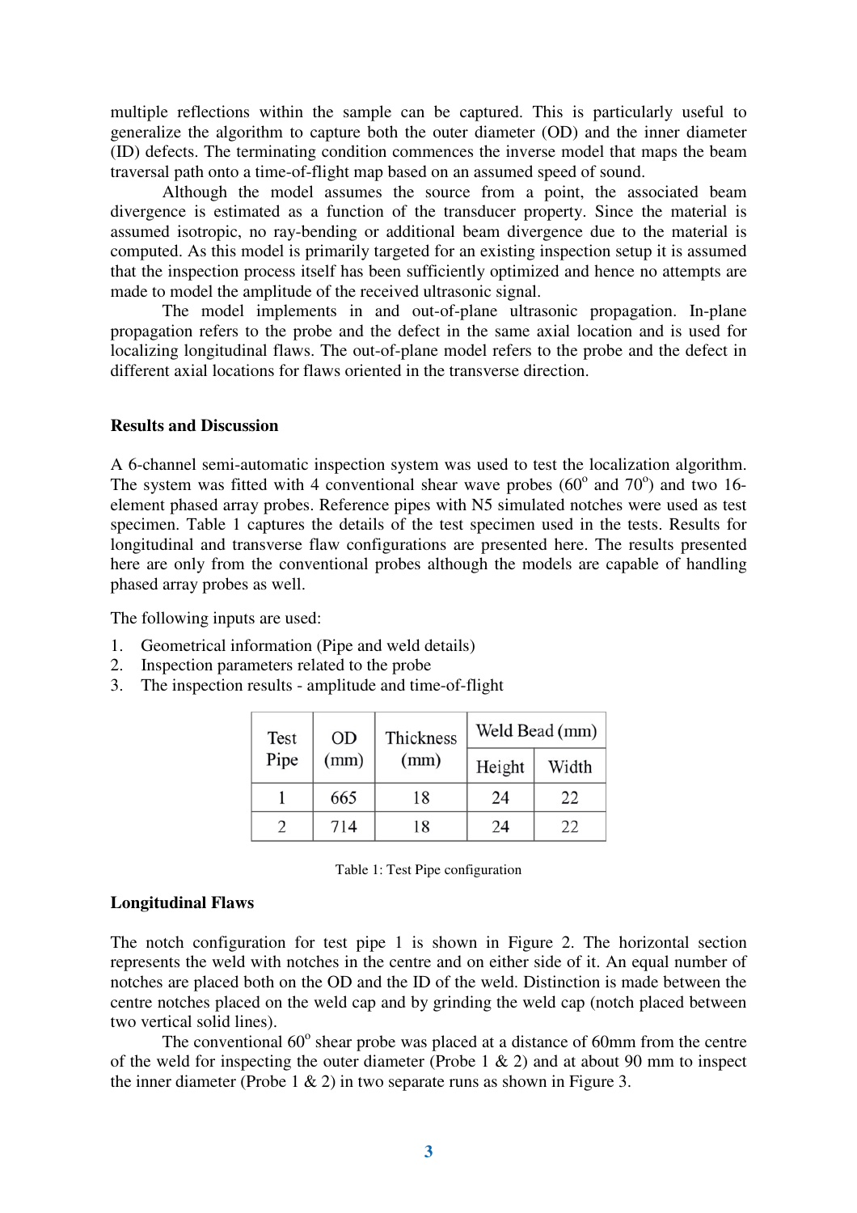multiple reflections within the sample can be captured. This is particularly useful to generalize the algorithm to capture both the outer diameter (OD) and the inner diameter (ID) defects. The terminating condition commences the inverse model that maps the beam traversal path onto a time-of-flight map based on an assumed speed of sound.

Although the model assumes the source from a point, the associated beam divergence is estimated as a function of the transducer property. Since the material is assumed isotropic, no ray-bending or additional beam divergence due to the material is computed. As this model is primarily targeted for an existing inspection setup it is assumed that the inspection process itself has been sufficiently optimized and hence no attempts are made to model the amplitude of the received ultrasonic signal.

The model implements in and out-of-plane ultrasonic propagation. In-plane propagation refers to the probe and the defect in the same axial location and is used for localizing longitudinal flaws. The out-of-plane model refers to the probe and the defect in different axial locations for flaws oriented in the transverse direction.

### Results and Discussion

A 6-channel semi-automatic inspection system was used to test the localization algorithm. The system was fitted with 4 conventional shear wave probes ($60^o$ and $70^o$) and two 16-element phased array probes. Reference pipes with N5 simulated notches were used as test specimen. Table 1 captures the details of the test specimen used in the tests. Results for longitudinal and transverse flaw configurations are presented here. The results presented here are only from the conventional probes although the models are capable of handling phased array probes as well.

The following inputs are used:

1. Geometrical information (Pipe and weld details)
2. Inspection parameters related to the probe
3. The inspection results - amplitude and time-of-flight

| Test Pipe | OD (mm) | Thickness (mm) | Weld Bead (mm) | |
|---|---|---|---|---|
| | | | Height | Width |
| 1 | 665 | 18 | 24 | 22 |
| 2 | 714 | 18 | 24 | 22 |

Table 1: Test Pipe configuration

### Longitudinal Flaws

The notch configuration for test pipe 1 is shown in Figure 2. The horizontal section represents the weld with notches in the centre and on either side of it. An equal number of notches are placed both on the OD and the ID of the weld. Distinction is made between the centre notches placed on the weld cap and by grinding the weld cap (notch placed between two vertical solid lines).

The conventional $60^o$ shear probe was placed at a distance of 60mm from the centre of the weld for inspecting the outer diameter (Probe 1 & 2) and at about 90 mm to inspect the inner diameter (Probe 1 & 2) in two separate runs as shown in Figure 3.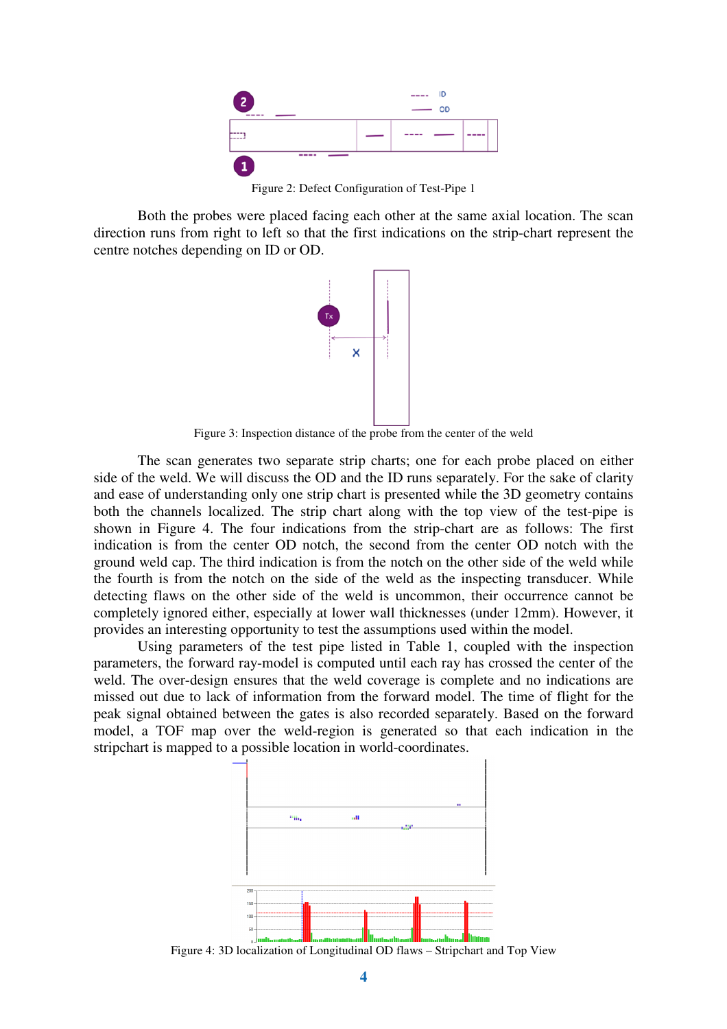Figure 2: Defect Configuration of Test-Pipe 1

Both the probes were placed facing each other at the same axial location. The scan direction runs from right to left so that the first indications on the strip-chart represent the centre notches depending on ID or OD.

Figure 3: Inspection distance of the probe from the center of the weld

The scan generates two separate strip charts; one for each probe placed on either side of the weld. We will discuss the OD and the ID runs separately. For the sake of clarity and ease of understanding only one strip chart is presented while the 3D geometry contains both the channels localized. The strip chart along with the top view of the test-pipe is shown in Figure 4. The four indications from the strip-chart are as follows: The first indication is from the center OD notch, the second from the center OD notch with the ground weld cap. The third indication is from the notch on the other side of the weld while the fourth is from the notch on the side of the weld as the inspecting transducer. While detecting flaws on the other side of the weld is uncommon, their occurrence cannot be completely ignored either, especially at lower wall thicknesses (under 12mm). However, it provides an interesting opportunity to test the assumptions used within the model.

Using parameters of the test pipe listed in Table 1, coupled with the inspection parameters, the forward ray-model is computed until each ray has crossed the center of the weld. The over-design ensures that the weld coverage is complete and no indications are missed out due to lack of information from the forward model. The time of flight for the peak signal obtained between the gates is also recorded separately. Based on the forward model, a TOF map over the weld-region is generated so that each indication in the stripchart is mapped to a possible location in world-coordinates.

Figure 4: 3D localization of Longitudinal OD flaws – Stripchart and Top View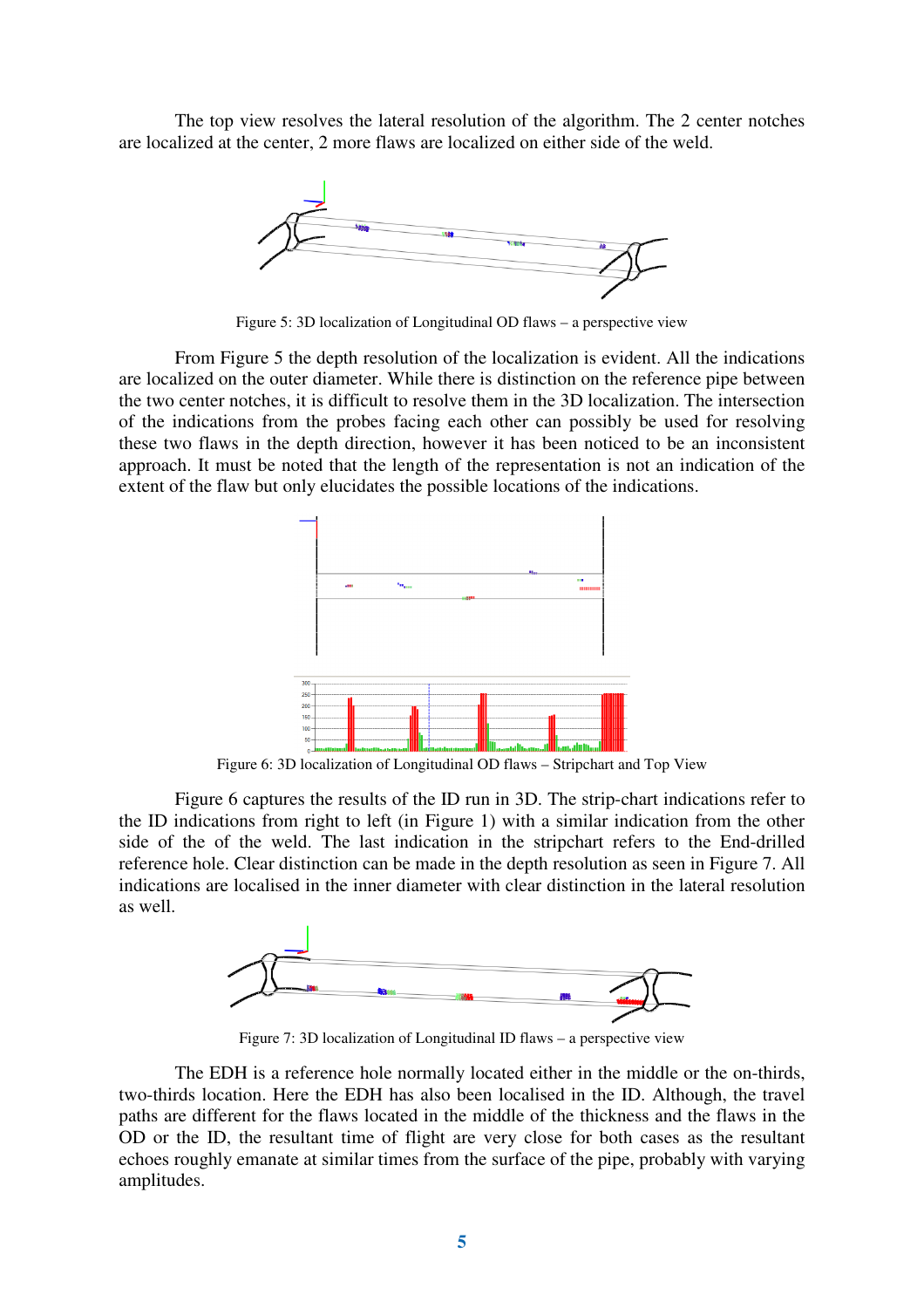The top view resolves the lateral resolution of the algorithm. The 2 center notches are localized at the center, 2 more flaws are localized on either side of the weld.

Figure 5: 3D localization of Longitudinal OD flaws – a perspective view

From Figure 5 the depth resolution of the localization is evident. All the indications are localized on the outer diameter. While there is distinction on the reference pipe between the two center notches, it is difficult to resolve them in the 3D localization. The intersection of the indications from the probes facing each other can possibly be used for resolving these two flaws in the depth direction, however it has been noticed to be an inconsistent approach. It must be noted that the length of the representation is not an indication of the extent of the flaw but only elucidates the possible locations of the indications.

Figure 6: 3D localization of Longitudinal OD flaws – Stripchart and Top View

Figure 6 captures the results of the ID run in 3D. The strip-chart indications refer to the ID indications from right to left (in Figure 1) with a similar indication from the other side of the of the weld. The last indication in the stripchart refers to the End-drilled reference hole. Clear distinction can be made in the depth resolution as seen in Figure 7. All indications are localised in the inner diameter with clear distinction in the lateral resolution as well.

Figure 7: 3D localization of Longitudinal ID flaws – a perspective view

The EDH is a reference hole normally located either in the middle or the on-thirds, two-thirds location. Here the EDH has also been localised in the ID. Although, the travel paths are different for the flaws located in the middle of the thickness and the flaws in the OD or the ID, the resultant time of flight are very close for both cases as the resultant echoes roughly emanate at similar times from the surface of the pipe, probably with varying amplitudes.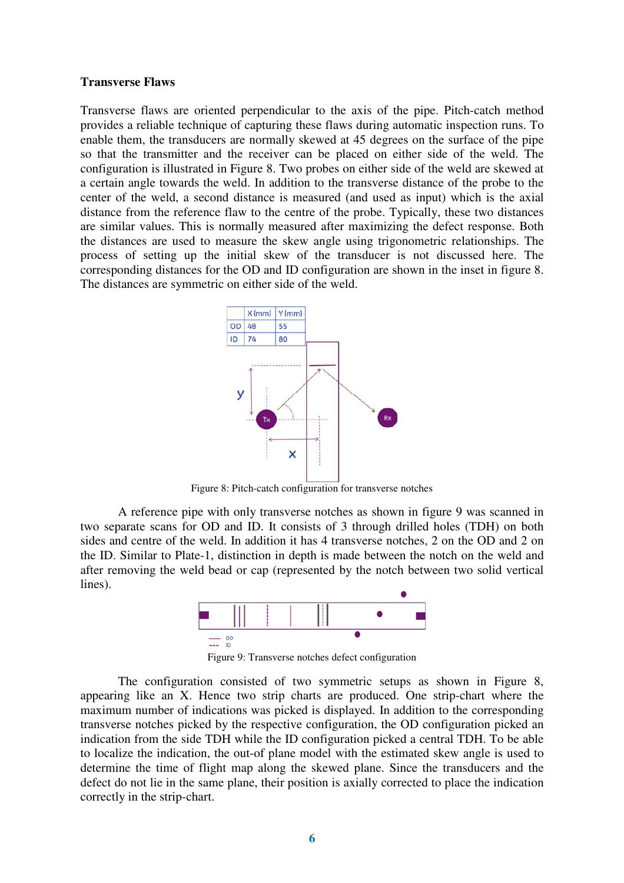**Transverse Flaws**

Transverse flaws are oriented perpendicular to the axis of the pipe. Pitch-catch method provides a reliable technique of capturing these flaws during automatic inspection runs. To enable them, the transducers are normally skewed at 45 degrees on the surface of the pipe so that the transmitter and the receiver can be placed on either side of the weld. The configuration is illustrated in Figure 8. Two probes on either side of the weld are skewed at a certain angle towards the weld. In addition to the transverse distance of the probe to the center of the weld, a second distance is measured (and used as input) which is the axial distance from the reference flaw to the centre of the probe. Typically, these two distances are similar values. This is normally measured after maximizing the defect response. Both the distances are used to measure the skew angle using trigonometric relationships. The process of setting up the initial skew of the transducer is not discussed here. The corresponding distances for the OD and ID configuration are shown in the inset in figure 8. The distances are symmetric on either side of the weld.

| | X (mm) | Y (mm) |
|---|---|---|
| OD | 48 | 55 |
| ID | 74 | 80 |

Figure 8: Pitch-catch configuration for transverse notches

A reference pipe with only transverse notches as shown in figure 9 was scanned in two separate scans for OD and ID. It consists of 3 through drilled holes (TDH) on both sides and centre of the weld. In addition it has 4 transverse notches, 2 on the OD and 2 on the ID. Similar to Plate-1, distinction in depth is made between the notch on the weld and after removing the weld bead or cap (represented by the notch between two solid vertical lines).

Figure 9: Transverse notches defect configuration

The configuration consisted of two symmetric setups as shown in Figure 8, appearing like an X. Hence two strip charts are produced. One strip-chart where the maximum number of indications was picked is displayed. In addition to the corresponding transverse notches picked by the respective configuration, the OD configuration picked an indication from the side TDH while the ID configuration picked a central TDH. To be able to localize the indication, the out-of plane model with the estimated skew angle is used to determine the time of flight map along the skewed plane. Since the transducers and the defect do not lie in the same plane, their position is axially corrected to place the indication correctly in the strip-chart.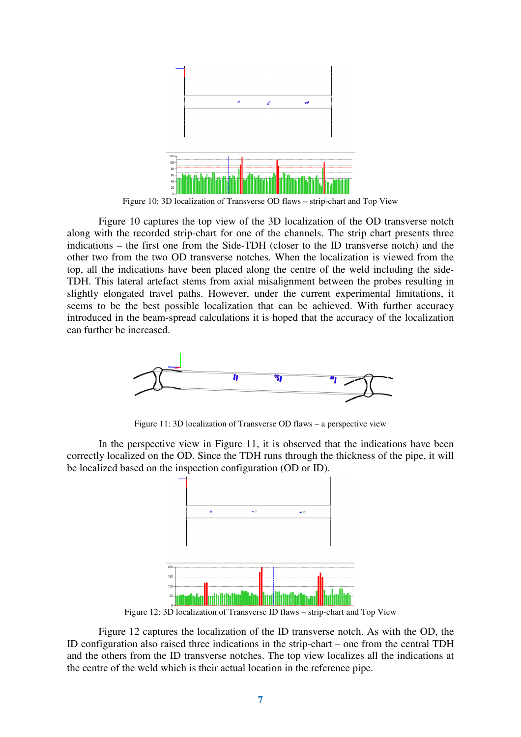Figure 10: 3D localization of Transverse OD flaws – strip-chart and Top View

Figure 10 captures the top view of the 3D localization of the OD transverse notch along with the recorded strip-chart for one of the channels. The strip chart presents three indications – the first one from the Side-TDH (closer to the ID transverse notch) and the other two from the two OD transverse notches. When the localization is viewed from the top, all the indications have been placed along the centre of the weld including the side-TDH. This lateral artefact stems from axial misalignment between the probes resulting in slightly elongated travel paths. However, under the current experimental limitations, it seems to be the best possible localization that can be achieved. With further accuracy introduced in the beam-spread calculations it is hoped that the accuracy of the localization can further be increased.

Figure 11: 3D localization of Transverse OD flaws – a perspective view

In the perspective view in Figure 11, it is observed that the indications have been correctly localized on the OD. Since the TDH runs through the thickness of the pipe, it will be localized based on the inspection configuration (OD or ID).

Figure 12: 3D localization of Transverse ID flaws – strip-chart and Top View

Figure 12 captures the localization of the ID transverse notch. As with the OD, the ID configuration also raised three indications in the strip-chart – one from the central TDH and the others from the ID transverse notches. The top view localizes all the indications at the centre of the weld which is their actual location in the reference pipe.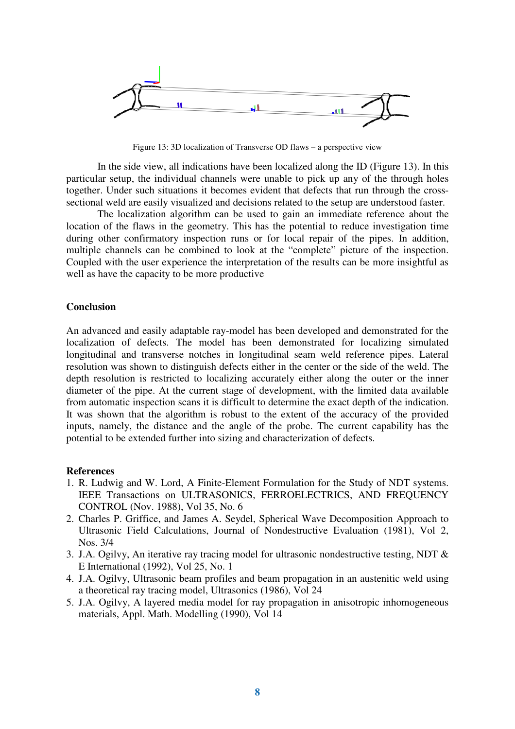Figure 13: 3D localization of Transverse OD flaws – a perspective view

In the side view, all indications have been localized along the ID (Figure 13). In this particular setup, the individual channels were unable to pick up any of the through holes together. Under such situations it becomes evident that defects that run through the cross-sectional weld are easily visualized and decisions related to the setup are understood faster.

The localization algorithm can be used to gain an immediate reference about the location of the flaws in the geometry. This has the potential to reduce investigation time during other confirmatory inspection runs or for local repair of the pipes. In addition, multiple channels can be combined to look at the "complete" picture of the inspection. Coupled with the user experience the interpretation of the results can be more insightful as well as have the capacity to be more productive

## Conclusion

An advanced and easily adaptable ray-model has been developed and demonstrated for the localization of defects. The model has been demonstrated for localizing simulated longitudinal and transverse notches in longitudinal seam weld reference pipes. Lateral resolution was shown to distinguish defects either in the center or the side of the weld. The depth resolution is restricted to localizing accurately either along the outer or the inner diameter of the pipe. At the current stage of development, with the limited data available from automatic inspection scans it is difficult to determine the exact depth of the indication. It was shown that the algorithm is robust to the extent of the accuracy of the provided inputs, namely, the distance and the angle of the probe. The current capability has the potential to be extended further into sizing and characterization of defects.

## References

1. R. Ludwig and W. Lord, A Finite-Element Formulation for the Study of NDT systems. IEEE Transactions on ULTRASONICS, FERROELECTRICS, AND FREQUENCY CONTROL (Nov. 1988), Vol 35, No. 6
2. Charles P. Griffice, and James A. Seydel, Spherical Wave Decomposition Approach to Ultrasonic Field Calculations, Journal of Nondestructive Evaluation (1981), Vol 2, Nos. 3/4
3. J.A. Ogilvy, An iterative ray tracing model for ultrasonic nondestructive testing, NDT & E International (1992), Vol 25, No. 1
4. J.A. Ogilvy, Ultrasonic beam profiles and beam propagation in an austenitic weld using a theoretical ray tracing model, Ultrasonics (1986), Vol 24
5. J.A. Ogilvy, A layered media model for ray propagation in anisotropic inhomogeneous materials, Appl. Math. Modelling (1990), Vol 14